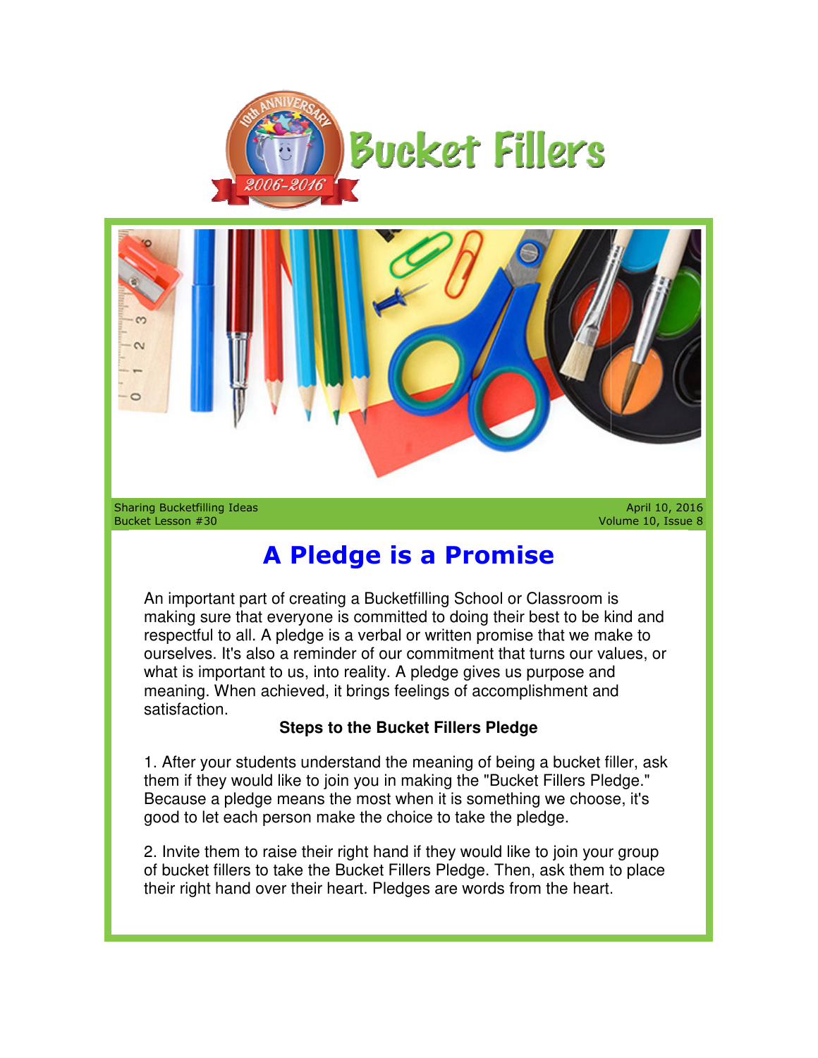# Bucket Fillers

Sharing Bucketfilling Ideas
Bucket Lesson #30

April 10, 2016
Volume 10, Issue 8

## A Pledge is a Promise

An important part of creating a Bucketfilling School or Classroom is making sure that everyone is committed to doing their best to be kind and respectful to all. A pledge is a verbal or written promise that we make to ourselves. It's also a reminder of our commitment that turns our values, or what is important to us, into reality. A pledge gives us purpose and meaning. When achieved, it brings feelings of accomplishment and satisfaction.

**Steps to the Bucket Fillers Pledge**

1. After your students understand the meaning of being a bucket filler, ask them if they would like to join you in making the "Bucket Fillers Pledge." Because a pledge means the most when it is something we choose, it's good to let each person make the choice to take the pledge.

2. Invite them to raise their right hand if they would like to join your group of bucket fillers to take the Bucket Fillers Pledge. Then, ask them to place their right hand over their heart. Pledges are words from the heart.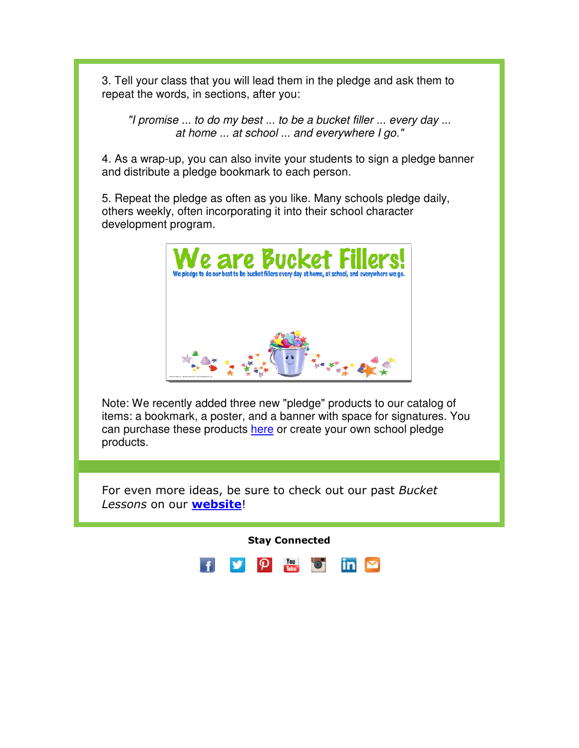3. Tell your class that you will lead them in the pledge and ask them to repeat the words, in sections, after you:

*"I promise ... to do my best ... to be a bucket filler ... every day ... at home ... at school ... and everywhere I go."*

4. As a wrap-up, you can also invite your students to sign a pledge banner and distribute a pledge bookmark to each person.

5. Repeat the pledge as often as you like. Many schools pledge daily, others weekly, often incorporating it into their school character development program.

We are Bucket Fillers!

We pledge to do our best to be bucket fillers every day at home, at school, and everywhere we go.

Note: We recently added three new "pledge" products to our catalog of items: a bookmark, a poster, and a banner with space for signatures. You can purchase these products here or create your own school pledge products.

For even more ideas, be sure to check out our past *Bucket Lessons* on our **website**!

**Stay Connected**